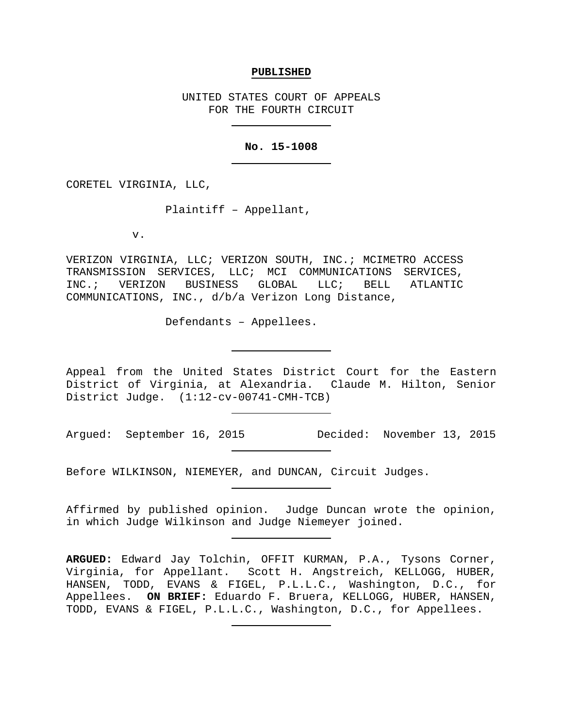**PUBLISHED**

UNITED STATES COURT OF APPEALS
FOR THE FOURTH CIRCUIT

---

**No. 15-1008**

---

CORETEL VIRGINIA, LLC,

Plaintiff – Appellant,

v.

VERIZON VIRGINIA, LLC; VERIZON SOUTH, INC.; MCIMETRO ACCESS TRANSMISSION SERVICES, LLC; MCI COMMUNICATIONS SERVICES, INC.; VERIZON BUSINESS GLOBAL LLC; BELL ATLANTIC COMMUNICATIONS, INC., d/b/a Verizon Long Distance,

Defendants – Appellees.

---

Appeal from the United States District Court for the Eastern District of Virginia, at Alexandria. Claude M. Hilton, Senior District Judge. (1:12-cv-00741-CMH-TCB)

---

Argued: September 16, 2015 Decided: November 13, 2015

---

Before WILKINSON, NIEMEYER, and DUNCAN, Circuit Judges.

---

Affirmed by published opinion. Judge Duncan wrote the opinion, in which Judge Wilkinson and Judge Niemeyer joined.

---

**ARGUED:** Edward Jay Tolchin, OFFIT KURMAN, P.A., Tysons Corner, Virginia, for Appellant. Scott H. Angstreich, KELLOGG, HUBER, HANSEN, TODD, EVANS & FIGEL, P.L.L.C., Washington, D.C., for Appellees. **ON BRIEF:** Eduardo F. Bruera, KELLOGG, HUBER, HANSEN, TODD, EVANS & FIGEL, P.L.L.C., Washington, D.C., for Appellees.

---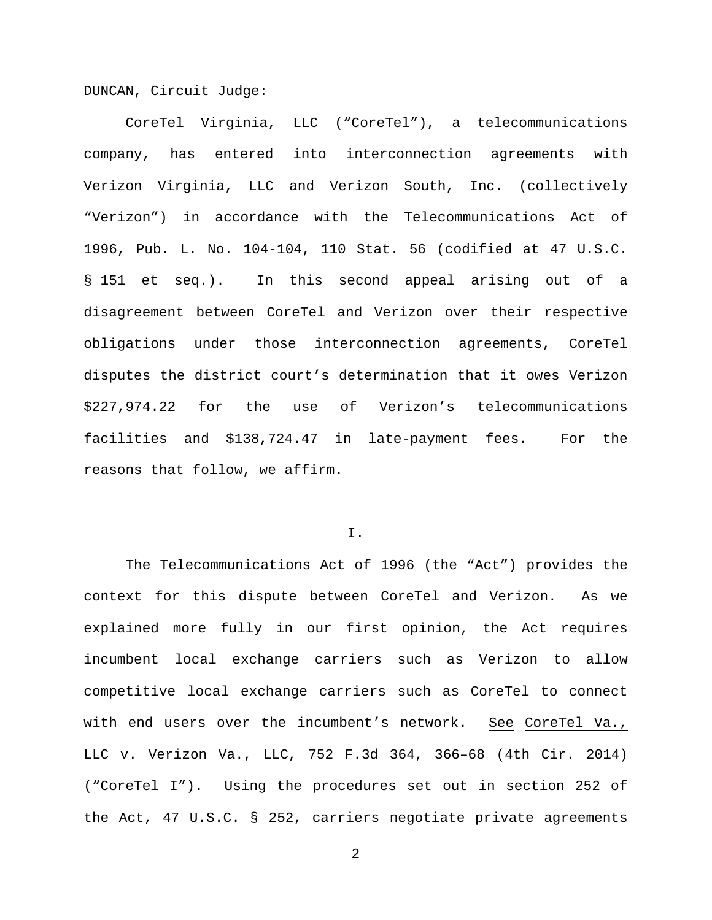DUNCAN, Circuit Judge:

CoreTel Virginia, LLC ("CoreTel"), a telecommunications company, has entered into interconnection agreements with Verizon Virginia, LLC and Verizon South, Inc. (collectively "Verizon") in accordance with the Telecommunications Act of 1996, Pub. L. No. 104-104, 110 Stat. 56 (codified at 47 U.S.C. § 151 et seq.). In this second appeal arising out of a disagreement between CoreTel and Verizon over their respective obligations under those interconnection agreements, CoreTel disputes the district court's determination that it owes Verizon $227,974.22 for the use of Verizon's telecommunications facilities and $138,724.47 in late-payment fees. For the reasons that follow, we affirm.

## I.

The Telecommunications Act of 1996 (the "Act") provides the context for this dispute between CoreTel and Verizon. As we explained more fully in our first opinion, the Act requires incumbent local exchange carriers such as Verizon to allow competitive local exchange carriers such as CoreTel to connect with end users over the incumbent's network. _See_ _CoreTel Va., LLC v. Verizon Va., LLC_, 752 F.3d 364, 366–68 (4th Cir. 2014) ("_CoreTel I_"). Using the procedures set out in section 252 of the Act, 47 U.S.C. § 252, carriers negotiate private agreements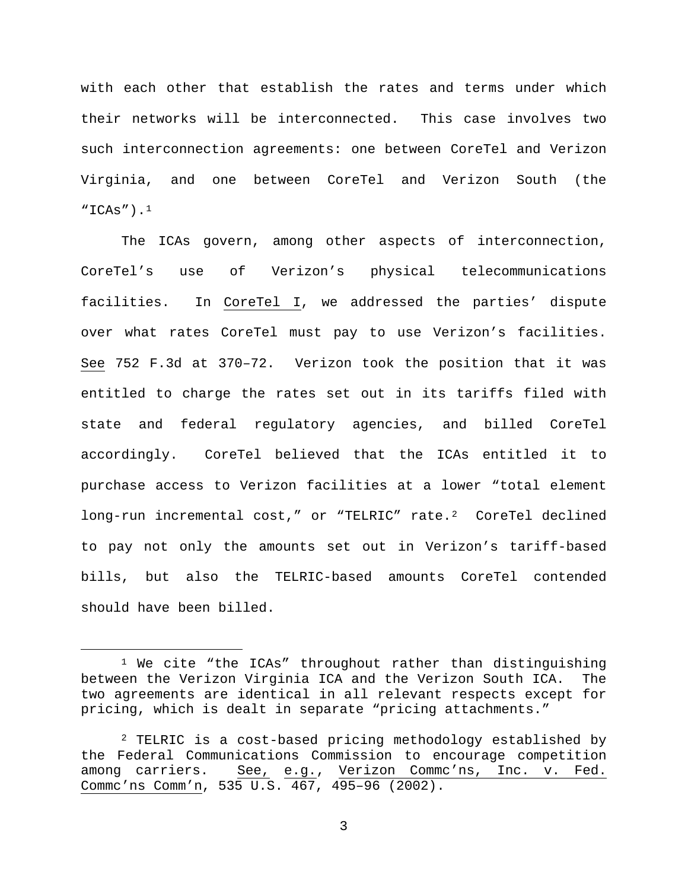with each other that establish the rates and terms under which their networks will be interconnected. This case involves two such interconnection agreements: one between CoreTel and Verizon Virginia, and one between CoreTel and Verizon South (the "ICAs").[1]

The ICAs govern, among other aspects of interconnection, CoreTel's use of Verizon's physical telecommunications facilities. In CoreTel I, we addressed the parties' dispute over what rates CoreTel must pay to use Verizon's facilities. See 752 F.3d at 370–72. Verizon took the position that it was entitled to charge the rates set out in its tariffs filed with state and federal regulatory agencies, and billed CoreTel accordingly. CoreTel believed that the ICAs entitled it to purchase access to Verizon facilities at a lower "total element long-run incremental cost," or "TELRIC" rate.[2] CoreTel declined to pay not only the amounts set out in Verizon's tariff-based bills, but also the TELRIC-based amounts CoreTel contended should have been billed.

---

[1] We cite "the ICAs" throughout rather than distinguishing between the Verizon Virginia ICA and the Verizon South ICA. The two agreements are identical in all relevant respects except for pricing, which is dealt in separate "pricing attachments."

[2] TELRIC is a cost-based pricing methodology established by the Federal Communications Commission to encourage competition among carriers. See, e.g., Verizon Commc'ns, Inc. v. Fed. Commc'ns Comm'n, 535 U.S. 467, 495–96 (2002).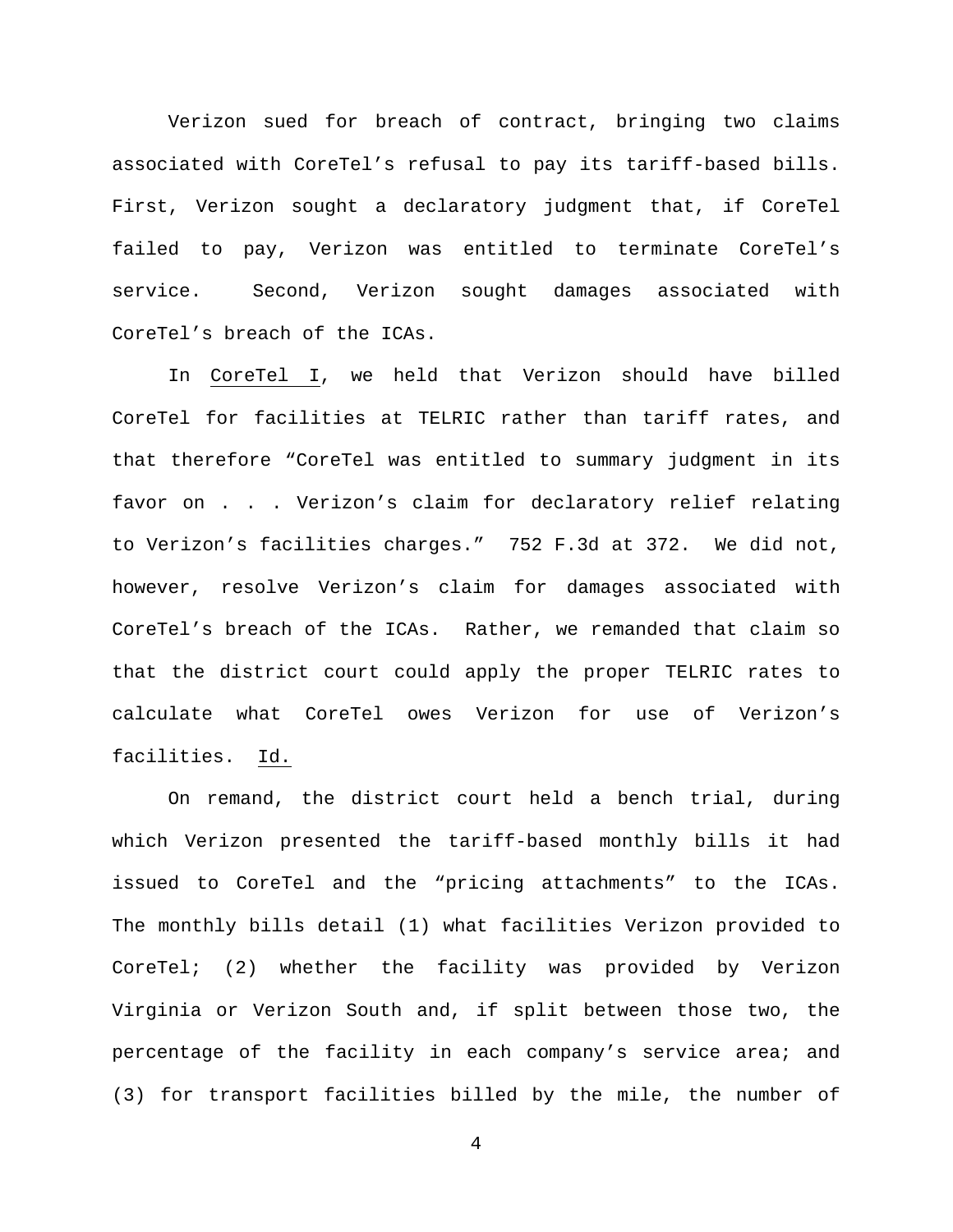Verizon sued for breach of contract, bringing two claims associated with CoreTel's refusal to pay its tariff-based bills. First, Verizon sought a declaratory judgment that, if CoreTel failed to pay, Verizon was entitled to terminate CoreTel's service. Second, Verizon sought damages associated with CoreTel's breach of the ICAs.

In CoreTel I, we held that Verizon should have billed CoreTel for facilities at TELRIC rather than tariff rates, and that therefore "CoreTel was entitled to summary judgment in its favor on . . . Verizon's claim for declaratory relief relating to Verizon's facilities charges." 752 F.3d at 372. We did not, however, resolve Verizon's claim for damages associated with CoreTel's breach of the ICAs. Rather, we remanded that claim so that the district court could apply the proper TELRIC rates to calculate what CoreTel owes Verizon for use of Verizon's facilities. Id.

On remand, the district court held a bench trial, during which Verizon presented the tariff-based monthly bills it had issued to CoreTel and the "pricing attachments" to the ICAs. The monthly bills detail (1) what facilities Verizon provided to CoreTel; (2) whether the facility was provided by Verizon Virginia or Verizon South and, if split between those two, the percentage of the facility in each company's service area; and (3) for transport facilities billed by the mile, the number of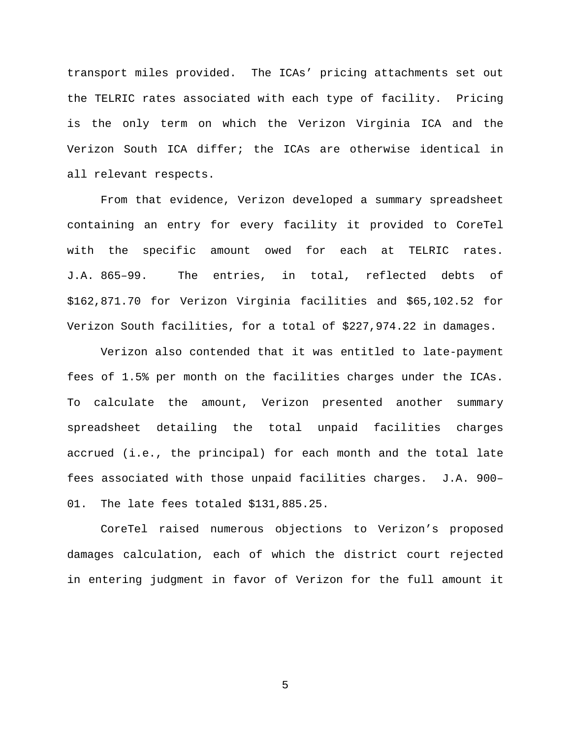transport miles provided. The ICAs' pricing attachments set out the TELRIC rates associated with each type of facility. Pricing is the only term on which the Verizon Virginia ICA and the Verizon South ICA differ; the ICAs are otherwise identical in all relevant respects.

From that evidence, Verizon developed a summary spreadsheet containing an entry for every facility it provided to CoreTel with the specific amount owed for each at TELRIC rates. J.A. 865–99. The entries, in total, reflected debts of $162,871.70 for Verizon Virginia facilities and $65,102.52 for Verizon South facilities, for a total of $227,974.22 in damages.

Verizon also contended that it was entitled to late-payment fees of 1.5% per month on the facilities charges under the ICAs. To calculate the amount, Verizon presented another summary spreadsheet detailing the total unpaid facilities charges accrued (i.e., the principal) for each month and the total late fees associated with those unpaid facilities charges. J.A. 900–01. The late fees totaled $131,885.25.

CoreTel raised numerous objections to Verizon's proposed damages calculation, each of which the district court rejected in entering judgment in favor of Verizon for the full amount it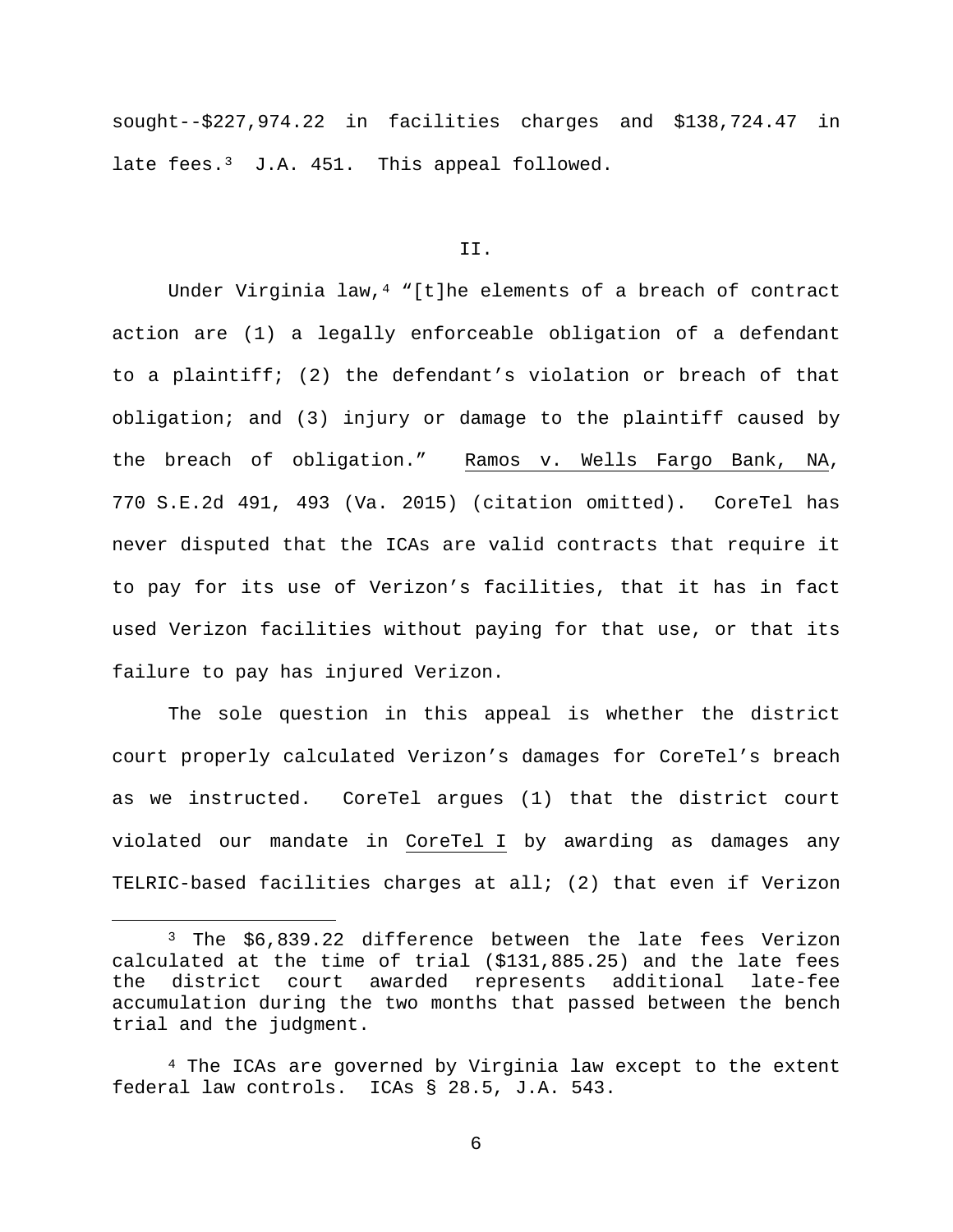sought--$227,974.22 in facilities charges and $138,724.47 in late fees.[3] J.A. 451. This appeal followed.

## II.

Under Virginia law,[4] "[t]he elements of a breach of contract action are (1) a legally enforceable obligation of a defendant to a plaintiff; (2) the defendant's violation or breach of that obligation; and (3) injury or damage to the plaintiff caused by the breach of obligation." Ramos v. Wells Fargo Bank, NA, 770 S.E.2d 491, 493 (Va. 2015) (citation omitted). CoreTel has never disputed that the ICAs are valid contracts that require it to pay for its use of Verizon's facilities, that it has in fact used Verizon facilities without paying for that use, or that its failure to pay has injured Verizon.

The sole question in this appeal is whether the district court properly calculated Verizon's damages for CoreTel's breach as we instructed. CoreTel argues (1) that the district court violated our mandate in CoreTel I by awarding as damages any TELRIC-based facilities charges at all; (2) that even if Verizon

---

[3] The $6,839.22 difference between the late fees Verizon calculated at the time of trial ($131,885.25) and the late fees the district court awarded represents additional late-fee accumulation during the two months that passed between the bench trial and the judgment.

[4] The ICAs are governed by Virginia law except to the extent federal law controls. ICAs § 28.5, J.A. 543.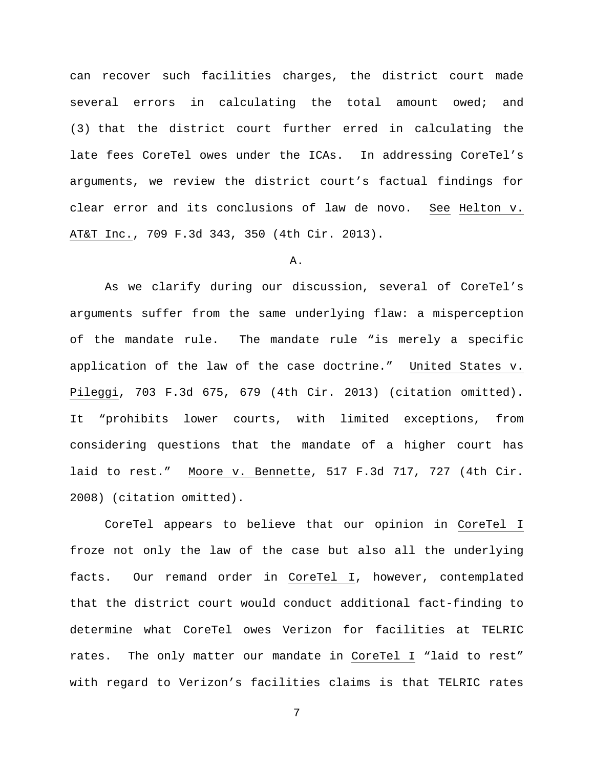can recover such facilities charges, the district court made several errors in calculating the total amount owed; and (3) that the district court further erred in calculating the late fees CoreTel owes under the ICAs. In addressing CoreTel's arguments, we review the district court's factual findings for clear error and its conclusions of law de novo. See Helton v. AT&T Inc., 709 F.3d 343, 350 (4th Cir. 2013).

A.

As we clarify during our discussion, several of CoreTel's arguments suffer from the same underlying flaw: a misperception of the mandate rule. The mandate rule "is merely a specific application of the law of the case doctrine." United States v. Pileggi, 703 F.3d 675, 679 (4th Cir. 2013) (citation omitted). It "prohibits lower courts, with limited exceptions, from considering questions that the mandate of a higher court has laid to rest." Moore v. Bennette, 517 F.3d 717, 727 (4th Cir. 2008) (citation omitted).

CoreTel appears to believe that our opinion in CoreTel I froze not only the law of the case but also all the underlying facts. Our remand order in CoreTel I, however, contemplated that the district court would conduct additional fact-finding to determine what CoreTel owes Verizon for facilities at TELRIC rates. The only matter our mandate in CoreTel I "laid to rest" with regard to Verizon's facilities claims is that TELRIC rates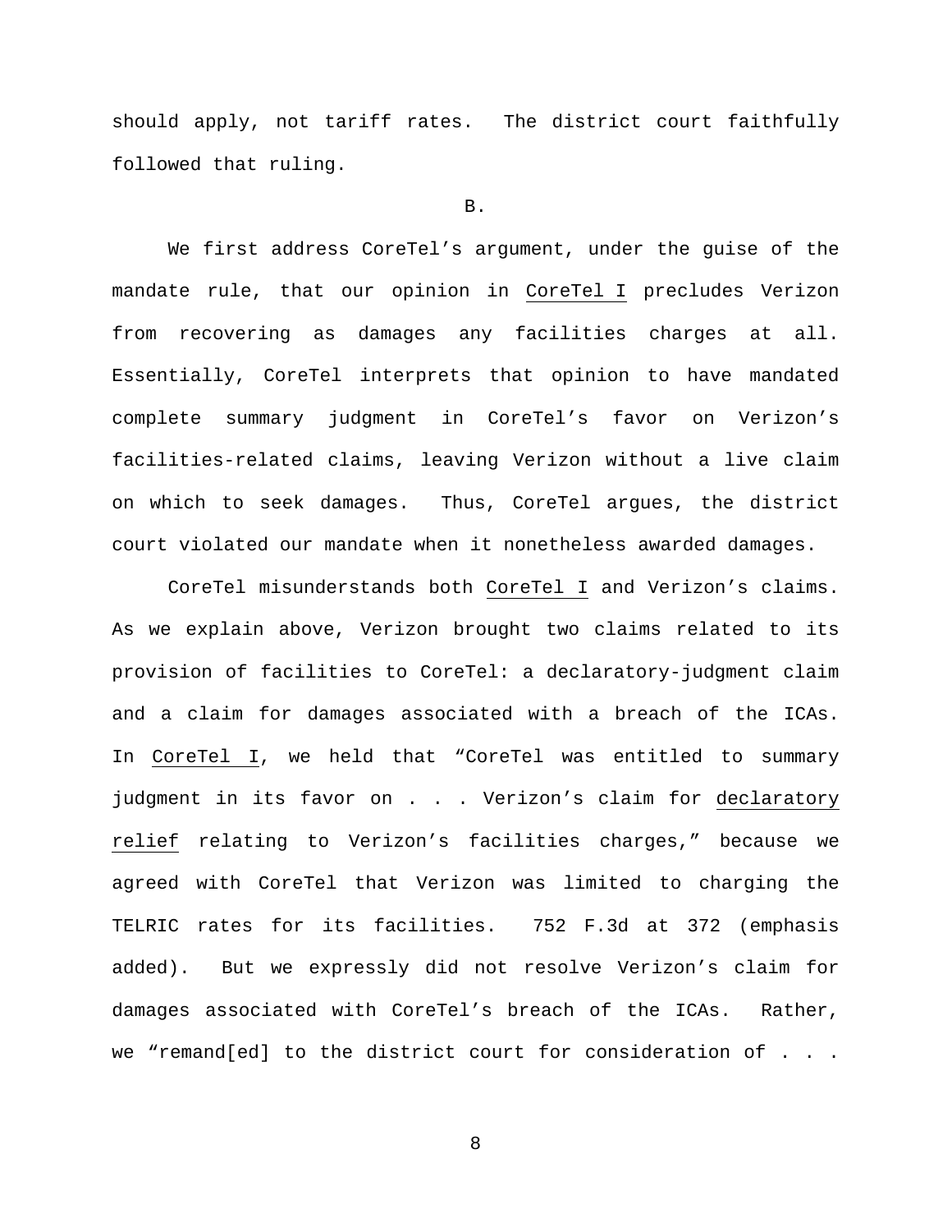should apply, not tariff rates. The district court faithfully followed that ruling.

B.

We first address CoreTel's argument, under the guise of the mandate rule, that our opinion in CoreTel I precludes Verizon from recovering as damages any facilities charges at all. Essentially, CoreTel interprets that opinion to have mandated complete summary judgment in CoreTel's favor on Verizon's facilities-related claims, leaving Verizon without a live claim on which to seek damages. Thus, CoreTel argues, the district court violated our mandate when it nonetheless awarded damages.

CoreTel misunderstands both CoreTel I and Verizon's claims. As we explain above, Verizon brought two claims related to its provision of facilities to CoreTel: a declaratory-judgment claim and a claim for damages associated with a breach of the ICAs. In CoreTel I, we held that "CoreTel was entitled to summary judgment in its favor on . . . Verizon's claim for declaratory relief relating to Verizon's facilities charges," because we agreed with CoreTel that Verizon was limited to charging the TELRIC rates for its facilities. 752 F.3d at 372 (emphasis added). But we expressly did not resolve Verizon's claim for damages associated with CoreTel's breach of the ICAs. Rather, we "remand[ed] to the district court for consideration of . . .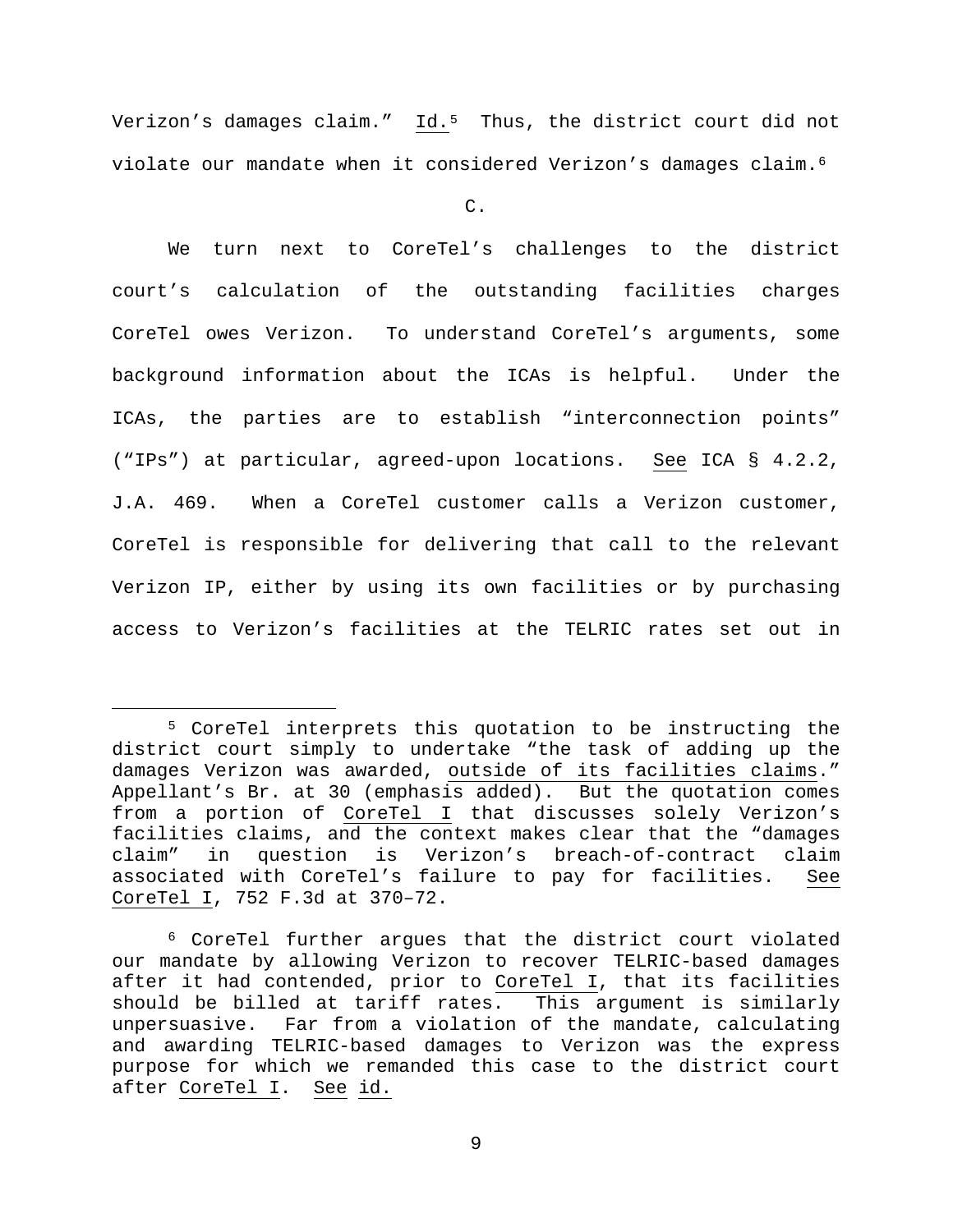Verizon's damages claim." Id.[5] Thus, the district court did not violate our mandate when it considered Verizon's damages claim.[6]

C.

We turn next to CoreTel's challenges to the district court's calculation of the outstanding facilities charges CoreTel owes Verizon. To understand CoreTel's arguments, some background information about the ICAs is helpful. Under the ICAs, the parties are to establish "interconnection points" ("IPs") at particular, agreed-upon locations. See ICA § 4.2.2, J.A. 469. When a CoreTel customer calls a Verizon customer, CoreTel is responsible for delivering that call to the relevant Verizon IP, either by using its own facilities or by purchasing access to Verizon's facilities at the TELRIC rates set out in

---

[5] CoreTel interprets this quotation to be instructing the district court simply to undertake "the task of adding up the damages Verizon was awarded, outside of its facilities claims." Appellant's Br. at 30 (emphasis added). But the quotation comes from a portion of CoreTel I that discusses solely Verizon's facilities claims, and the context makes clear that the "damages claim" in question is Verizon's breach-of-contract claim associated with CoreTel's failure to pay for facilities. See CoreTel I, 752 F.3d at 370–72.

[6] CoreTel further argues that the district court violated our mandate by allowing Verizon to recover TELRIC-based damages after it had contended, prior to CoreTel I, that its facilities should be billed at tariff rates. This argument is similarly unpersuasive. Far from a violation of the mandate, calculating and awarding TELRIC-based damages to Verizon was the express purpose for which we remanded this case to the district court after CoreTel I. See id.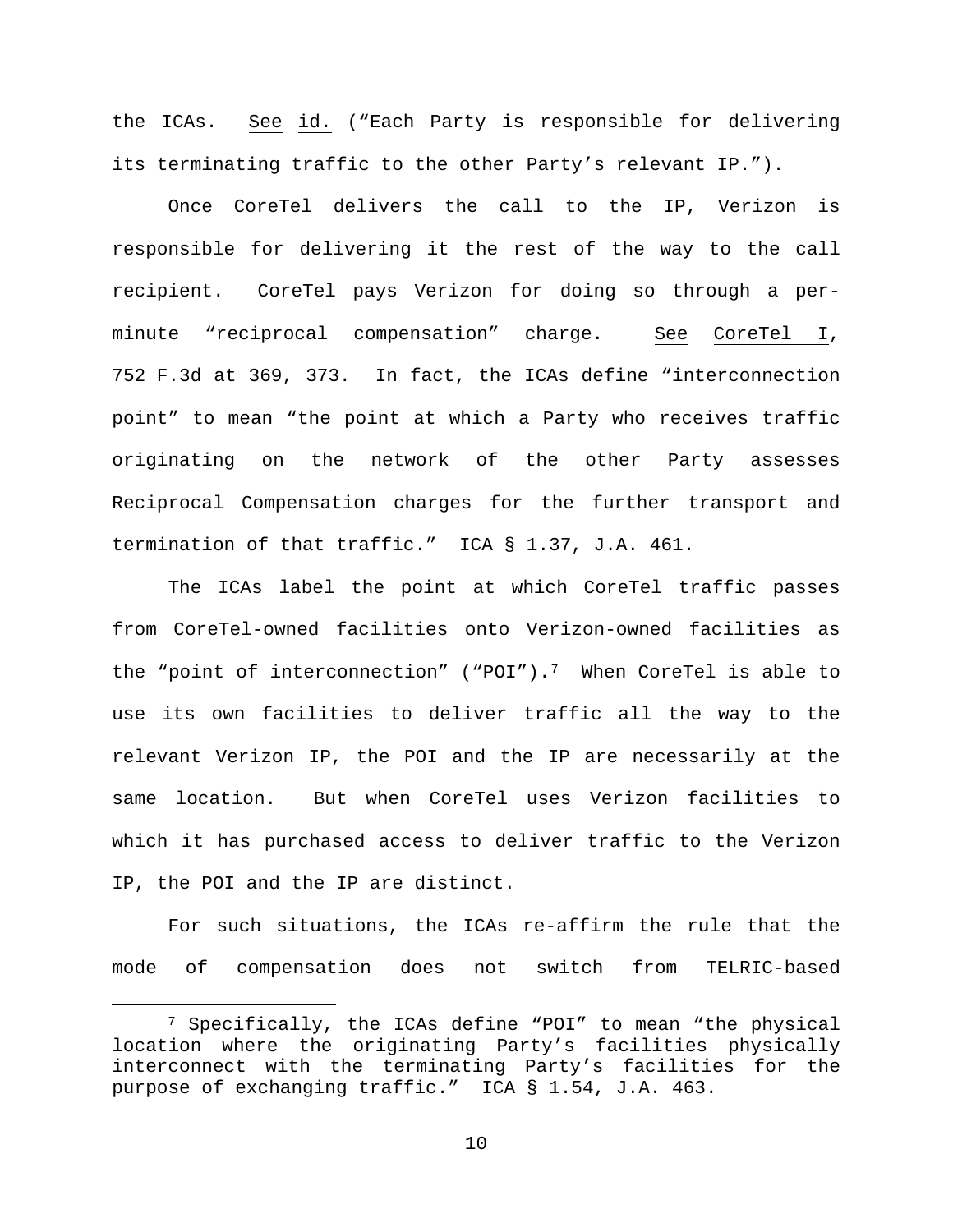the ICAs. See id. ("Each Party is responsible for delivering its terminating traffic to the other Party's relevant IP.").

Once CoreTel delivers the call to the IP, Verizon is responsible for delivering it the rest of the way to the call recipient. CoreTel pays Verizon for doing so through a per-minute "reciprocal compensation" charge. See CoreTel I, 752 F.3d at 369, 373. In fact, the ICAs define "interconnection point" to mean "the point at which a Party who receives traffic originating on the network of the other Party assesses Reciprocal Compensation charges for the further transport and termination of that traffic." ICA § 1.37, J.A. 461.

The ICAs label the point at which CoreTel traffic passes from CoreTel-owned facilities onto Verizon-owned facilities as the "point of interconnection" ("POI").[7] When CoreTel is able to use its own facilities to deliver traffic all the way to the relevant Verizon IP, the POI and the IP are necessarily at the same location. But when CoreTel uses Verizon facilities to which it has purchased access to deliver traffic to the Verizon IP, the POI and the IP are distinct.

For such situations, the ICAs re-affirm the rule that the mode of compensation does not switch from TELRIC-based

[7] Specifically, the ICAs define "POI" to mean "the physical location where the originating Party's facilities physically interconnect with the terminating Party's facilities for the purpose of exchanging traffic." ICA § 1.54, J.A. 463.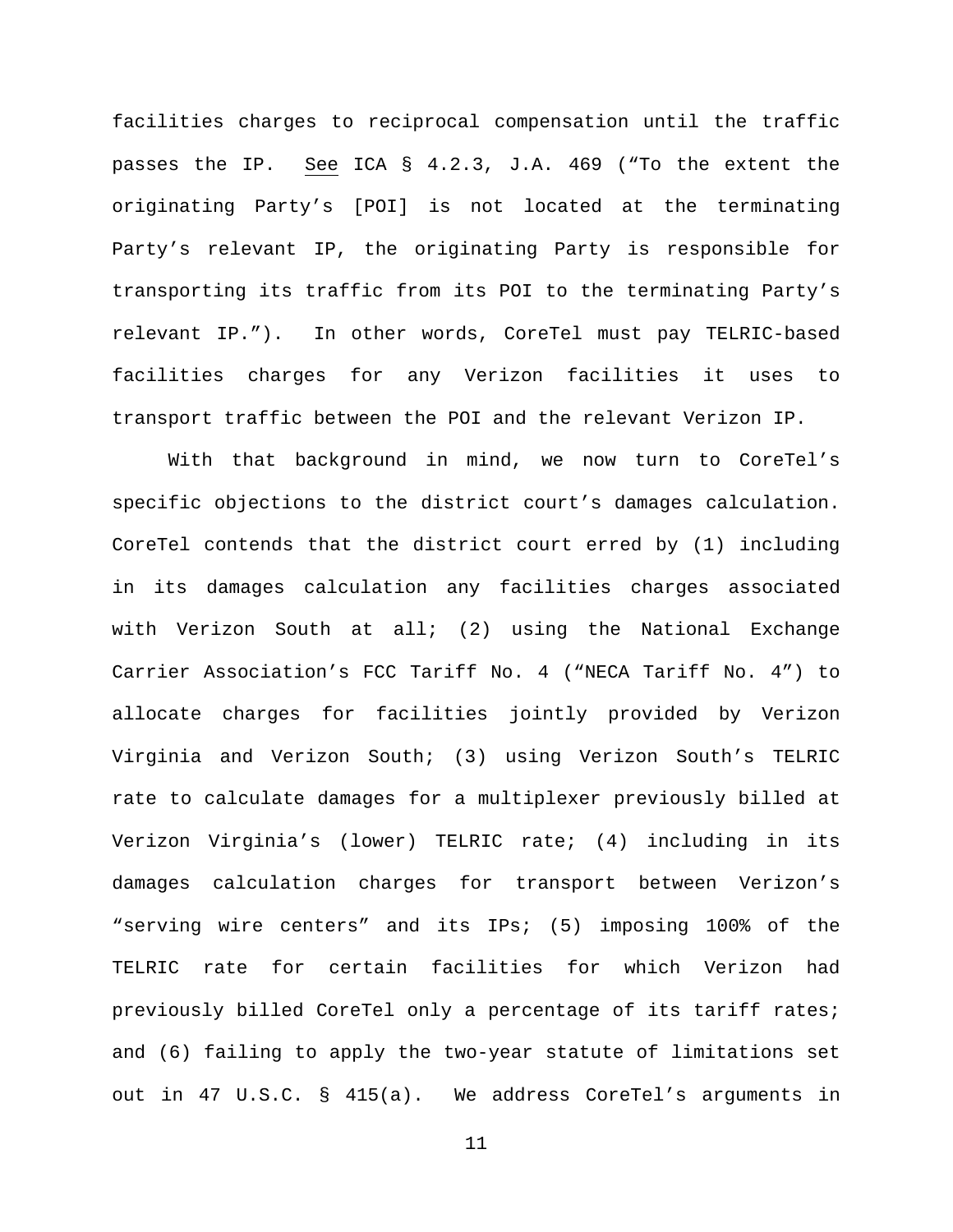facilities charges to reciprocal compensation until the traffic passes the IP. See ICA § 4.2.3, J.A. 469 ("To the extent the originating Party's [POI] is not located at the terminating Party's relevant IP, the originating Party is responsible for transporting its traffic from its POI to the terminating Party's relevant IP."). In other words, CoreTel must pay TELRIC-based facilities charges for any Verizon facilities it uses to transport traffic between the POI and the relevant Verizon IP.

With that background in mind, we now turn to CoreTel's specific objections to the district court's damages calculation. CoreTel contends that the district court erred by (1) including in its damages calculation any facilities charges associated with Verizon South at all; (2) using the National Exchange Carrier Association's FCC Tariff No. 4 ("NECA Tariff No. 4") to allocate charges for facilities jointly provided by Verizon Virginia and Verizon South; (3) using Verizon South's TELRIC rate to calculate damages for a multiplexer previously billed at Verizon Virginia's (lower) TELRIC rate; (4) including in its damages calculation charges for transport between Verizon's "serving wire centers" and its IPs; (5) imposing 100% of the TELRIC rate for certain facilities for which Verizon had previously billed CoreTel only a percentage of its tariff rates; and (6) failing to apply the two-year statute of limitations set out in 47 U.S.C. § 415(a). We address CoreTel's arguments in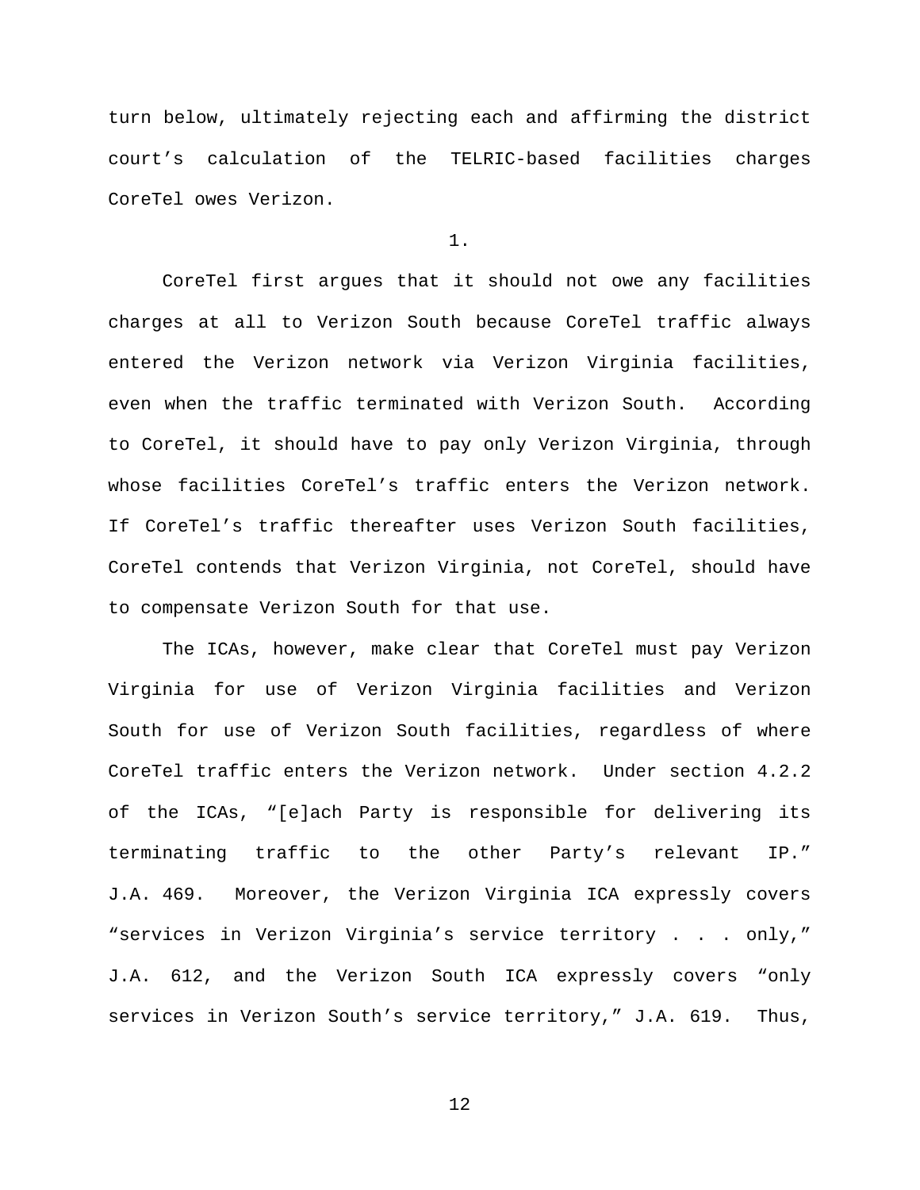turn below, ultimately rejecting each and affirming the district court's calculation of the TELRIC-based facilities charges CoreTel owes Verizon.

1.

CoreTel first argues that it should not owe any facilities charges at all to Verizon South because CoreTel traffic always entered the Verizon network via Verizon Virginia facilities, even when the traffic terminated with Verizon South. According to CoreTel, it should have to pay only Verizon Virginia, through whose facilities CoreTel's traffic enters the Verizon network. If CoreTel's traffic thereafter uses Verizon South facilities, CoreTel contends that Verizon Virginia, not CoreTel, should have to compensate Verizon South for that use.

The ICAs, however, make clear that CoreTel must pay Verizon Virginia for use of Verizon Virginia facilities and Verizon South for use of Verizon South facilities, regardless of where CoreTel traffic enters the Verizon network. Under section 4.2.2 of the ICAs, "[e]ach Party is responsible for delivering its terminating traffic to the other Party's relevant IP." J.A. 469. Moreover, the Verizon Virginia ICA expressly covers "services in Verizon Virginia's service territory . . . only," J.A. 612, and the Verizon South ICA expressly covers "only services in Verizon South's service territory," J.A. 619. Thus,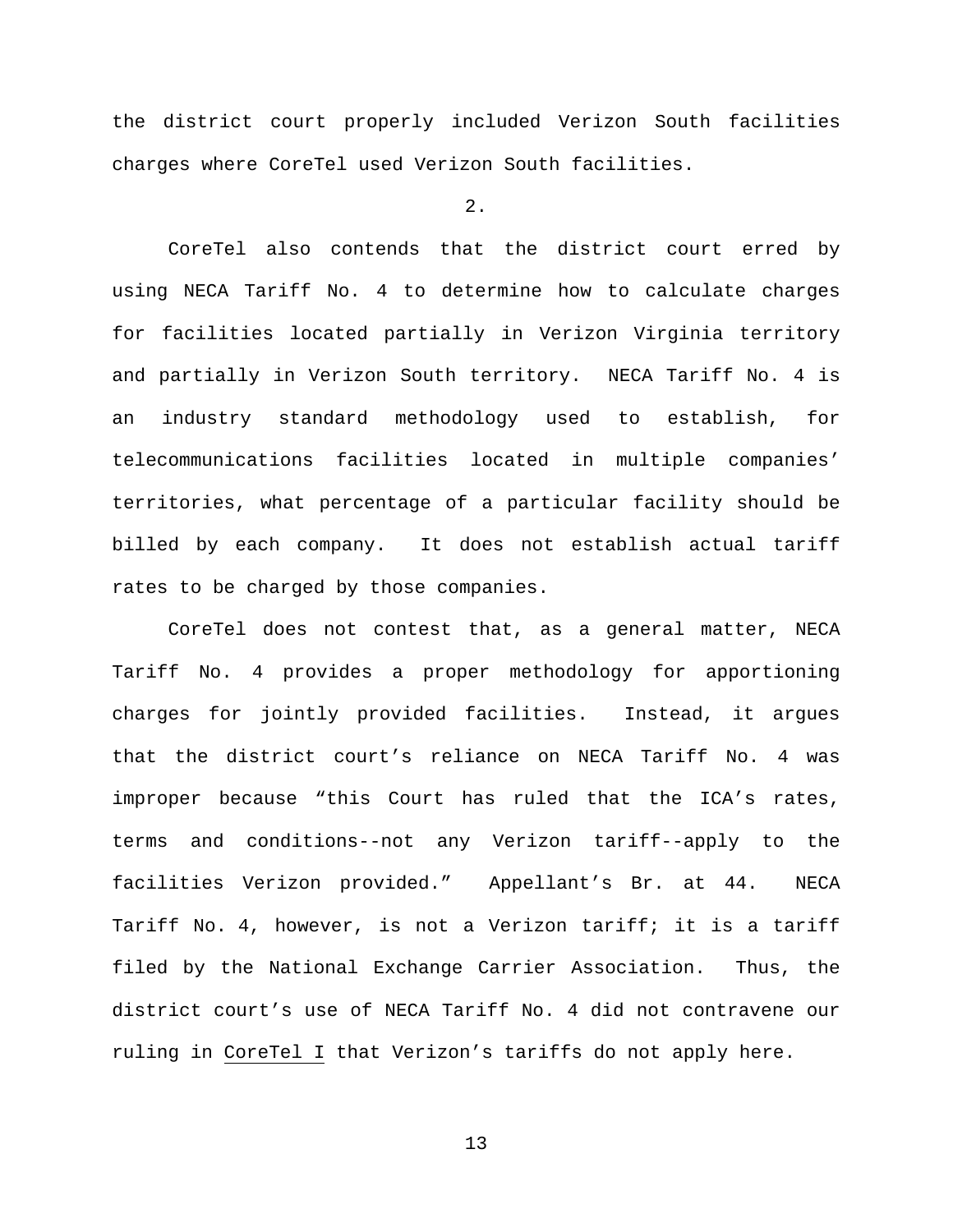the district court properly included Verizon South facilities charges where CoreTel used Verizon South facilities.

2.

CoreTel also contends that the district court erred by using NECA Tariff No. 4 to determine how to calculate charges for facilities located partially in Verizon Virginia territory and partially in Verizon South territory. NECA Tariff No. 4 is an industry standard methodology used to establish, for telecommunications facilities located in multiple companies' territories, what percentage of a particular facility should be billed by each company. It does not establish actual tariff rates to be charged by those companies.

CoreTel does not contest that, as a general matter, NECA Tariff No. 4 provides a proper methodology for apportioning charges for jointly provided facilities. Instead, it argues that the district court's reliance on NECA Tariff No. 4 was improper because "this Court has ruled that the ICA's rates, terms and conditions--not any Verizon tariff--apply to the facilities Verizon provided." Appellant's Br. at 44. NECA Tariff No. 4, however, is not a Verizon tariff; it is a tariff filed by the National Exchange Carrier Association. Thus, the district court's use of NECA Tariff No. 4 did not contravene our ruling in <u>CoreTel I</u> that Verizon's tariffs do not apply here.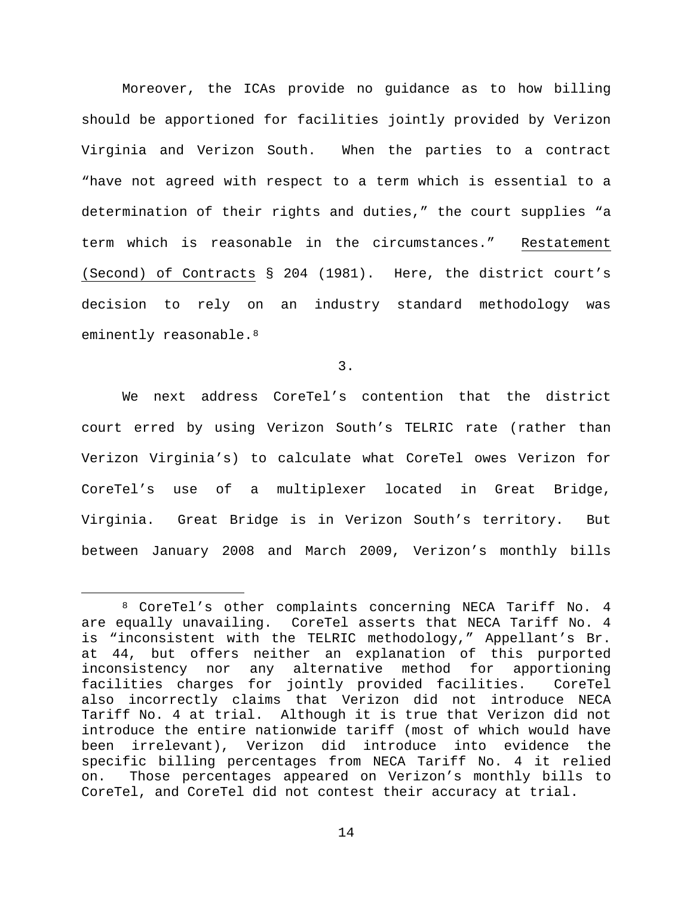Moreover, the ICAs provide no guidance as to how billing should be apportioned for facilities jointly provided by Verizon Virginia and Verizon South. When the parties to a contract "have not agreed with respect to a term which is essential to a determination of their rights and duties," the court supplies "a term which is reasonable in the circumstances." Restatement (Second) of Contracts § 204 (1981). Here, the district court's decision to rely on an industry standard methodology was eminently reasonable.[8]

3.

We next address CoreTel's contention that the district court erred by using Verizon South's TELRIC rate (rather than Verizon Virginia's) to calculate what CoreTel owes Verizon for CoreTel's use of a multiplexer located in Great Bridge, Virginia. Great Bridge is in Verizon South's territory. But between January 2008 and March 2009, Verizon's monthly bills

---

[8] CoreTel's other complaints concerning NECA Tariff No. 4 are equally unavailing. CoreTel asserts that NECA Tariff No. 4 is "inconsistent with the TELRIC methodology," Appellant's Br. at 44, but offers neither an explanation of this purported inconsistency nor any alternative method for apportioning facilities charges for jointly provided facilities. CoreTel also incorrectly claims that Verizon did not introduce NECA Tariff No. 4 at trial. Although it is true that Verizon did not introduce the entire nationwide tariff (most of which would have been irrelevant), Verizon did introduce into evidence the specific billing percentages from NECA Tariff No. 4 it relied on. Those percentages appeared on Verizon's monthly bills to CoreTel, and CoreTel did not contest their accuracy at trial.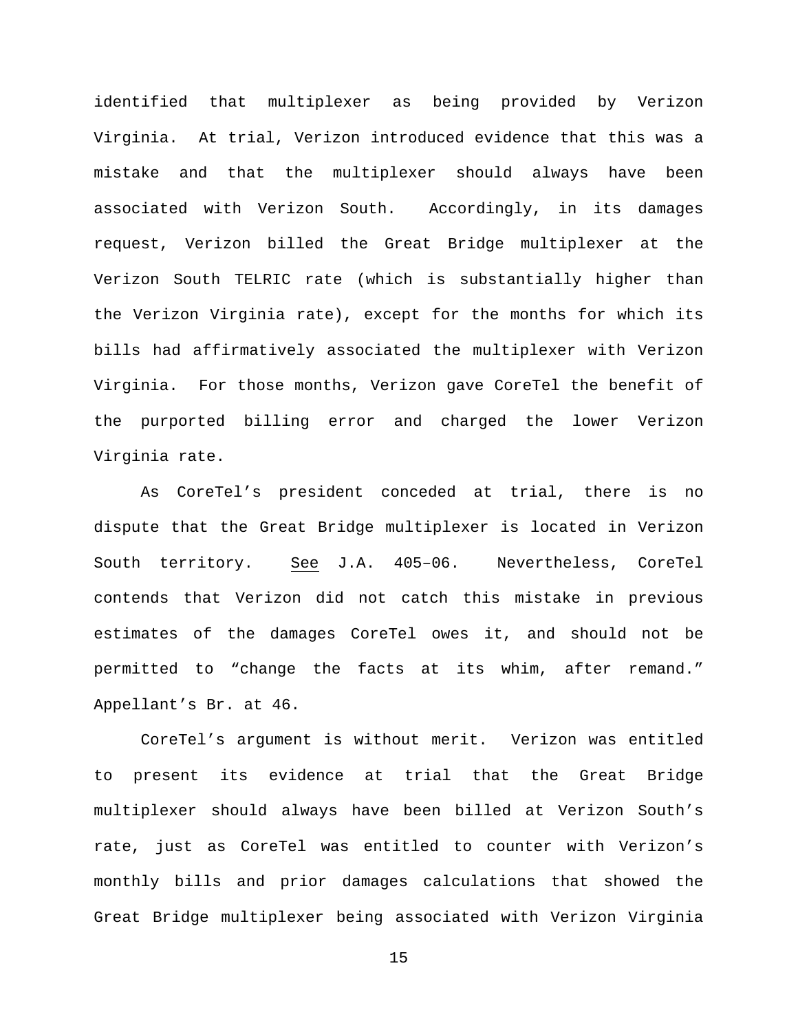identified that multiplexer as being provided by Verizon Virginia. At trial, Verizon introduced evidence that this was a mistake and that the multiplexer should always have been associated with Verizon South. Accordingly, in its damages request, Verizon billed the Great Bridge multiplexer at the Verizon South TELRIC rate (which is substantially higher than the Verizon Virginia rate), except for the months for which its bills had affirmatively associated the multiplexer with Verizon Virginia. For those months, Verizon gave CoreTel the benefit of the purported billing error and charged the lower Verizon Virginia rate.

As CoreTel's president conceded at trial, there is no dispute that the Great Bridge multiplexer is located in Verizon South territory. See J.A. 405–06. Nevertheless, CoreTel contends that Verizon did not catch this mistake in previous estimates of the damages CoreTel owes it, and should not be permitted to "change the facts at its whim, after remand." Appellant's Br. at 46.

CoreTel's argument is without merit. Verizon was entitled to present its evidence at trial that the Great Bridge multiplexer should always have been billed at Verizon South's rate, just as CoreTel was entitled to counter with Verizon's monthly bills and prior damages calculations that showed the Great Bridge multiplexer being associated with Verizon Virginia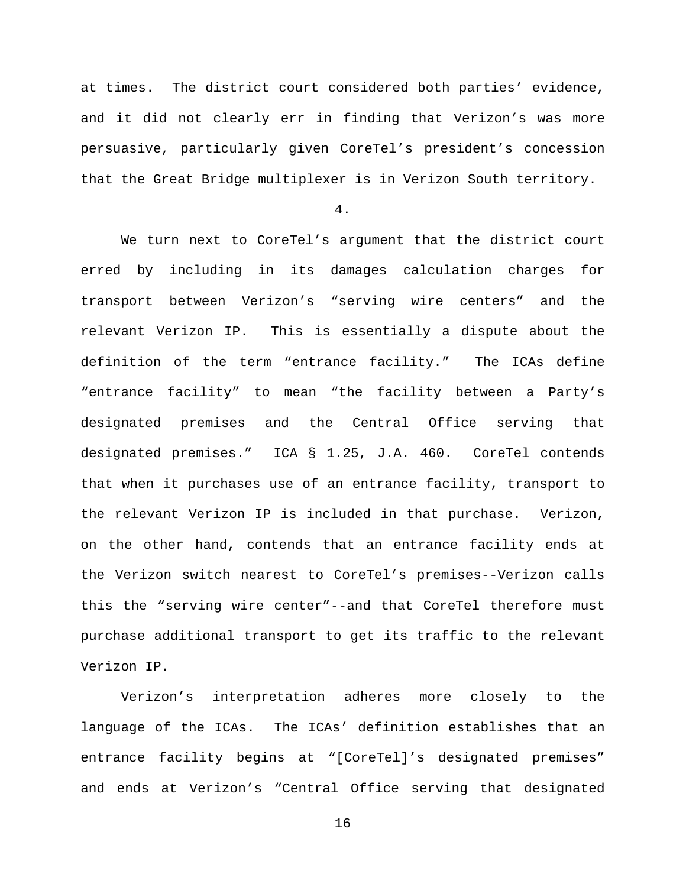at times. The district court considered both parties' evidence, and it did not clearly err in finding that Verizon's was more persuasive, particularly given CoreTel's president's concession that the Great Bridge multiplexer is in Verizon South territory.

4.

We turn next to CoreTel's argument that the district court erred by including in its damages calculation charges for transport between Verizon's "serving wire centers" and the relevant Verizon IP. This is essentially a dispute about the definition of the term "entrance facility." The ICAs define "entrance facility" to mean "the facility between a Party's designated premises and the Central Office serving that designated premises." ICA § 1.25, J.A. 460. CoreTel contends that when it purchases use of an entrance facility, transport to the relevant Verizon IP is included in that purchase. Verizon, on the other hand, contends that an entrance facility ends at the Verizon switch nearest to CoreTel's premises--Verizon calls this the "serving wire center"--and that CoreTel therefore must purchase additional transport to get its traffic to the relevant Verizon IP.

Verizon's interpretation adheres more closely to the language of the ICAs. The ICAs' definition establishes that an entrance facility begins at "[CoreTel]'s designated premises" and ends at Verizon's "Central Office serving that designated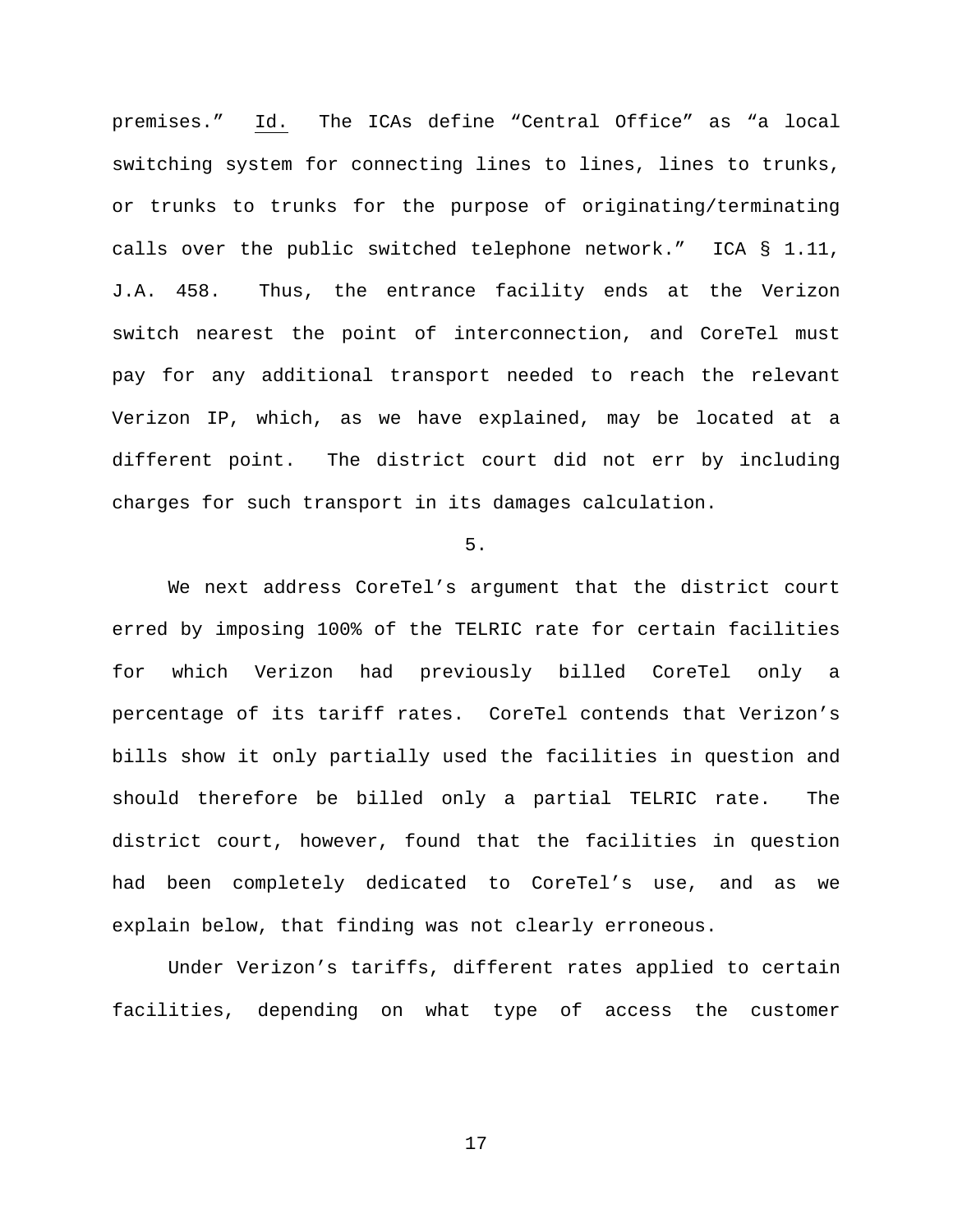premises." Id. The ICAs define "Central Office" as "a local switching system for connecting lines to lines, lines to trunks, or trunks to trunks for the purpose of originating/terminating calls over the public switched telephone network." ICA § 1.11, J.A. 458. Thus, the entrance facility ends at the Verizon switch nearest the point of interconnection, and CoreTel must pay for any additional transport needed to reach the relevant Verizon IP, which, as we have explained, may be located at a different point. The district court did not err by including charges for such transport in its damages calculation.

5.

We next address CoreTel's argument that the district court erred by imposing 100% of the TELRIC rate for certain facilities for which Verizon had previously billed CoreTel only a percentage of its tariff rates. CoreTel contends that Verizon's bills show it only partially used the facilities in question and should therefore be billed only a partial TELRIC rate. The district court, however, found that the facilities in question had been completely dedicated to CoreTel's use, and as we explain below, that finding was not clearly erroneous.

Under Verizon's tariffs, different rates applied to certain facilities, depending on what type of access the customer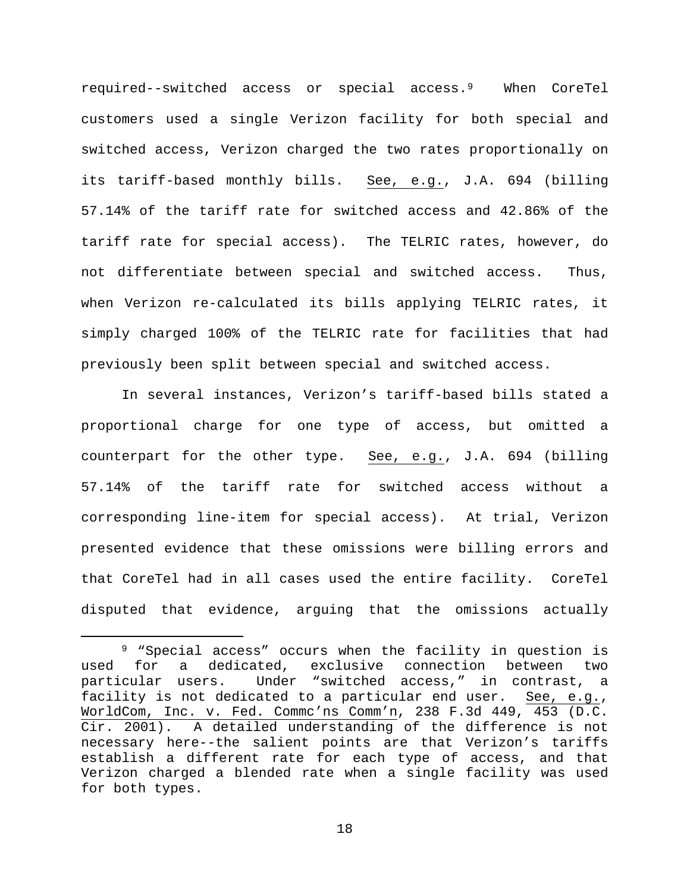required--switched access or special access.[9] When CoreTel customers used a single Verizon facility for both special and switched access, Verizon charged the two rates proportionally on its tariff-based monthly bills. See, e.g., J.A. 694 (billing 57.14% of the tariff rate for switched access and 42.86% of the tariff rate for special access). The TELRIC rates, however, do not differentiate between special and switched access. Thus, when Verizon re-calculated its bills applying TELRIC rates, it simply charged 100% of the TELRIC rate for facilities that had previously been split between special and switched access.

In several instances, Verizon's tariff-based bills stated a proportional charge for one type of access, but omitted a counterpart for the other type. See, e.g., J.A. 694 (billing 57.14% of the tariff rate for switched access without a corresponding line-item for special access). At trial, Verizon presented evidence that these omissions were billing errors and that CoreTel had in all cases used the entire facility. CoreTel disputed that evidence, arguing that the omissions actually

---

[9] "Special access" occurs when the facility in question is used for a dedicated, exclusive connection between two particular users. Under "switched access," in contrast, a facility is not dedicated to a particular end user. See, e.g., WorldCom, Inc. v. Fed. Commc'ns Comm'n, 238 F.3d 449, 453 (D.C. Cir. 2001). A detailed understanding of the difference is not necessary here--the salient points are that Verizon's tariffs establish a different rate for each type of access, and that Verizon charged a blended rate when a single facility was used for both types.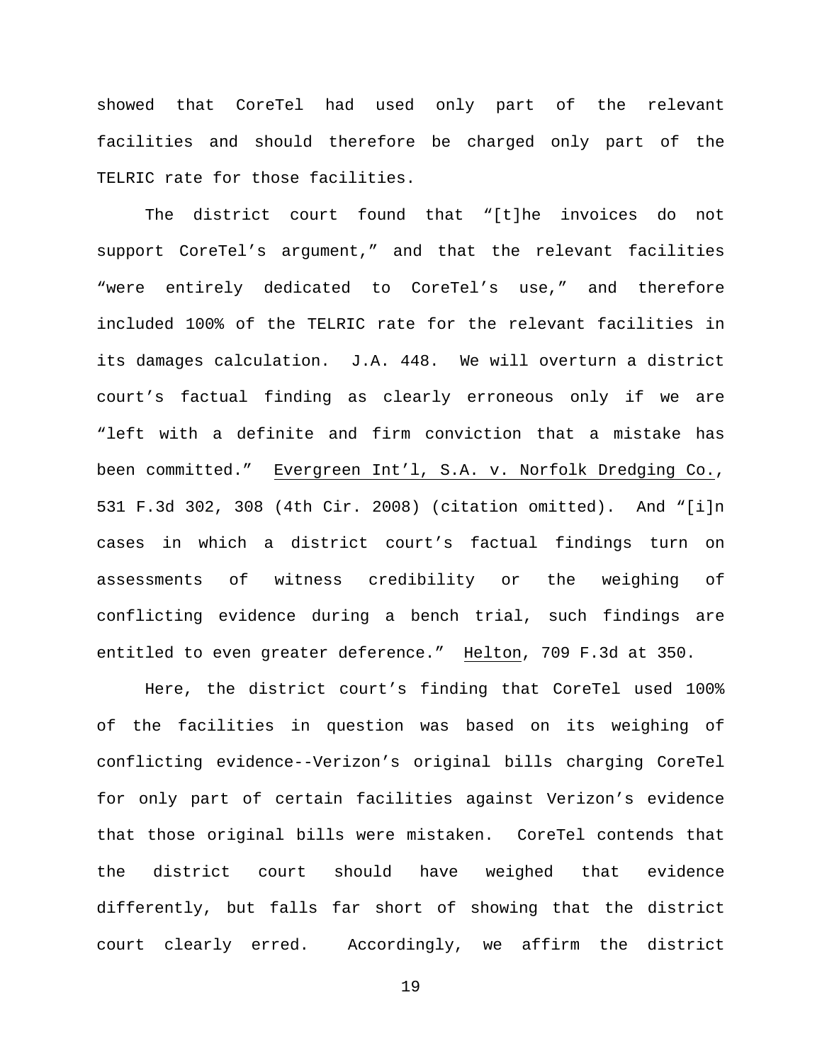showed that CoreTel had used only part of the relevant facilities and should therefore be charged only part of the TELRIC rate for those facilities.

The district court found that "[t]he invoices do not support CoreTel's argument," and that the relevant facilities "were entirely dedicated to CoreTel's use," and therefore included 100% of the TELRIC rate for the relevant facilities in its damages calculation. J.A. 448. We will overturn a district court's factual finding as clearly erroneous only if we are "left with a definite and firm conviction that a mistake has been committed." Evergreen Int'l, S.A. v. Norfolk Dredging Co., 531 F.3d 302, 308 (4th Cir. 2008) (citation omitted). And "[i]n cases in which a district court's factual findings turn on assessments of witness credibility or the weighing of conflicting evidence during a bench trial, such findings are entitled to even greater deference." Helton, 709 F.3d at 350.

Here, the district court's finding that CoreTel used 100% of the facilities in question was based on its weighing of conflicting evidence--Verizon's original bills charging CoreTel for only part of certain facilities against Verizon's evidence that those original bills were mistaken. CoreTel contends that the district court should have weighed that evidence differently, but falls far short of showing that the district court clearly erred. Accordingly, we affirm the district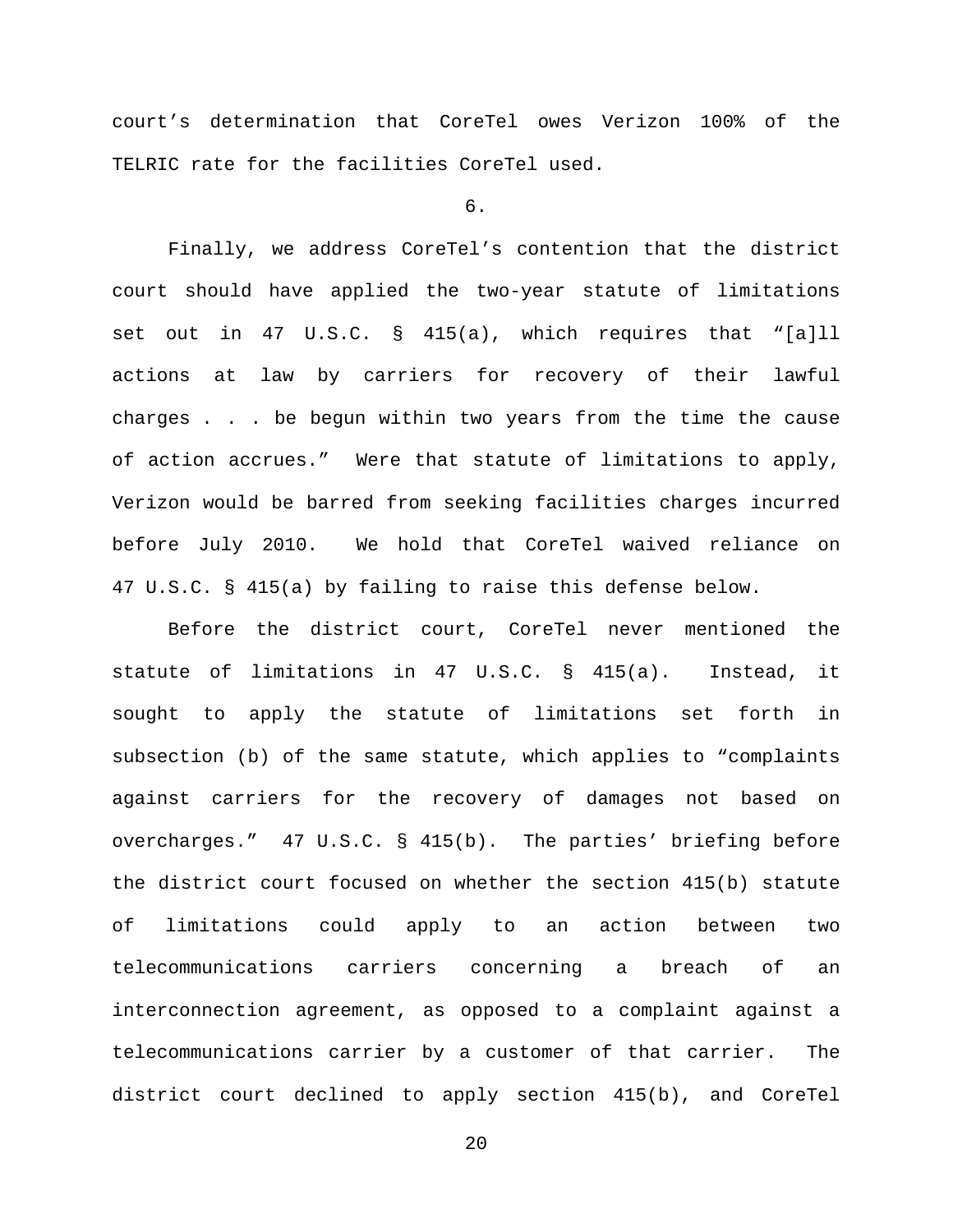court's determination that CoreTel owes Verizon 100% of the TELRIC rate for the facilities CoreTel used.

6.

Finally, we address CoreTel's contention that the district court should have applied the two-year statute of limitations set out in 47 U.S.C. § 415(a), which requires that "[a]ll actions at law by carriers for recovery of their lawful charges . . . be begun within two years from the time the cause of action accrues." Were that statute of limitations to apply, Verizon would be barred from seeking facilities charges incurred before July 2010. We hold that CoreTel waived reliance on 47 U.S.C. § 415(a) by failing to raise this defense below.

Before the district court, CoreTel never mentioned the statute of limitations in 47 U.S.C. § 415(a). Instead, it sought to apply the statute of limitations set forth in subsection (b) of the same statute, which applies to "complaints against carriers for the recovery of damages not based on overcharges." 47 U.S.C. § 415(b). The parties' briefing before the district court focused on whether the section 415(b) statute of limitations could apply to an action between two telecommunications carriers concerning a breach of an interconnection agreement, as opposed to a complaint against a telecommunications carrier by a customer of that carrier. The district court declined to apply section 415(b), and CoreTel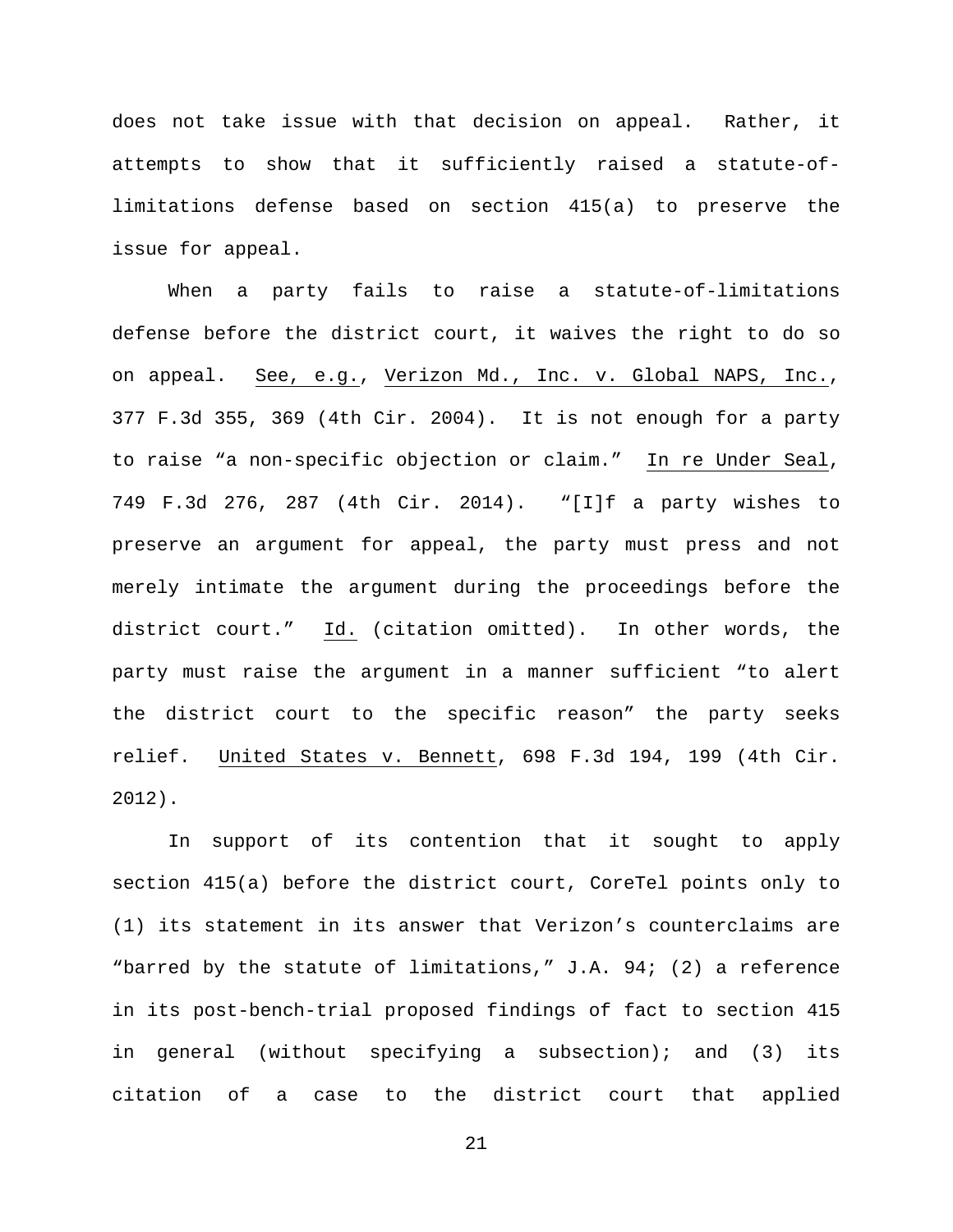does not take issue with that decision on appeal. Rather, it attempts to show that it sufficiently raised a statute-of-limitations defense based on section 415(a) to preserve the issue for appeal.

When a party fails to raise a statute-of-limitations defense before the district court, it waives the right to do so on appeal. See, e.g., Verizon Md., Inc. v. Global NAPS, Inc., 377 F.3d 355, 369 (4th Cir. 2004). It is not enough for a party to raise "a non-specific objection or claim." In re Under Seal, 749 F.3d 276, 287 (4th Cir. 2014). "[I]f a party wishes to preserve an argument for appeal, the party must press and not merely intimate the argument during the proceedings before the district court." Id. (citation omitted). In other words, the party must raise the argument in a manner sufficient "to alert the district court to the specific reason" the party seeks relief. United States v. Bennett, 698 F.3d 194, 199 (4th Cir. 2012).

In support of its contention that it sought to apply section 415(a) before the district court, CoreTel points only to (1) its statement in its answer that Verizon's counterclaims are "barred by the statute of limitations," J.A. 94; (2) a reference in its post-bench-trial proposed findings of fact to section 415 in general (without specifying a subsection); and (3) its citation of a case to the district court that applied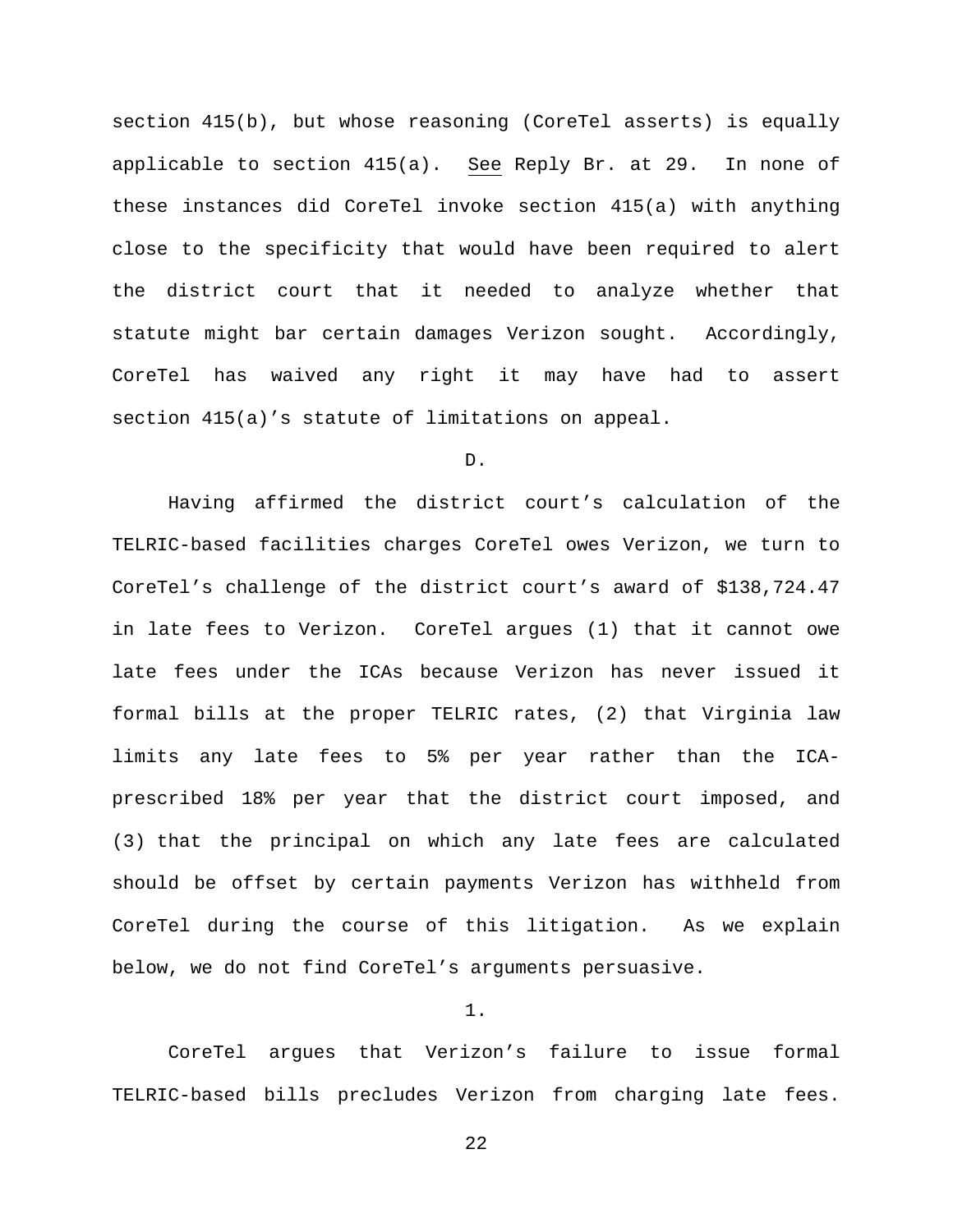section 415(b), but whose reasoning (CoreTel asserts) is equally applicable to section 415(a). See Reply Br. at 29. In none of these instances did CoreTel invoke section 415(a) with anything close to the specificity that would have been required to alert the district court that it needed to analyze whether that statute might bar certain damages Verizon sought. Accordingly, CoreTel has waived any right it may have had to assert section 415(a)'s statute of limitations on appeal.

D.

Having affirmed the district court's calculation of the TELRIC-based facilities charges CoreTel owes Verizon, we turn to CoreTel's challenge of the district court's award of $138,724.47 in late fees to Verizon. CoreTel argues (1) that it cannot owe late fees under the ICAs because Verizon has never issued it formal bills at the proper TELRIC rates, (2) that Virginia law limits any late fees to 5% per year rather than the ICA-prescribed 18% per year that the district court imposed, and (3) that the principal on which any late fees are calculated should be offset by certain payments Verizon has withheld from CoreTel during the course of this litigation. As we explain below, we do not find CoreTel's arguments persuasive.

1.

CoreTel argues that Verizon's failure to issue formal TELRIC-based bills precludes Verizon from charging late fees.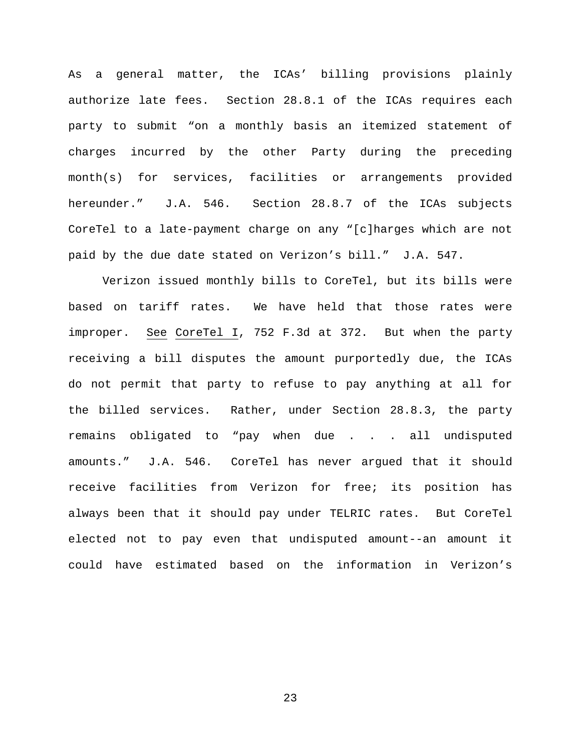As a general matter, the ICAs' billing provisions plainly authorize late fees. Section 28.8.1 of the ICAs requires each party to submit "on a monthly basis an itemized statement of charges incurred by the other Party during the preceding month(s) for services, facilities or arrangements provided hereunder." J.A. 546. Section 28.8.7 of the ICAs subjects CoreTel to a late-payment charge on any "[c]harges which are not paid by the due date stated on Verizon's bill." J.A. 547.

Verizon issued monthly bills to CoreTel, but its bills were based on tariff rates. We have held that those rates were improper. See CoreTel I, 752 F.3d at 372. But when the party receiving a bill disputes the amount purportedly due, the ICAs do not permit that party to refuse to pay anything at all for the billed services. Rather, under Section 28.8.3, the party remains obligated to "pay when due . . . all undisputed amounts." J.A. 546. CoreTel has never argued that it should receive facilities from Verizon for free; its position has always been that it should pay under TELRIC rates. But CoreTel elected not to pay even that undisputed amount--an amount it could have estimated based on the information in Verizon's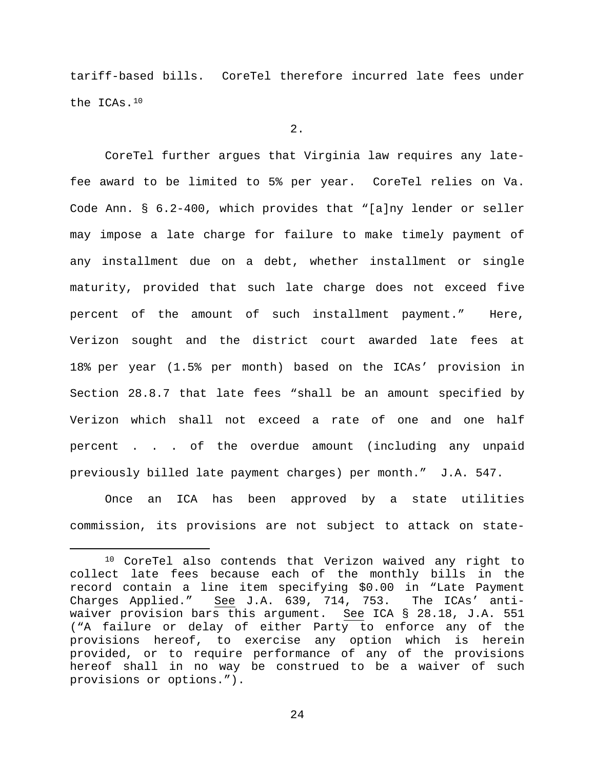tariff-based bills. CoreTel therefore incurred late fees under the ICAs.[10]

2.

CoreTel further argues that Virginia law requires any late-fee award to be limited to 5% per year. CoreTel relies on Va. Code Ann. § 6.2-400, which provides that "[a]ny lender or seller may impose a late charge for failure to make timely payment of any installment due on a debt, whether installment or single maturity, provided that such late charge does not exceed five percent of the amount of such installment payment." Here, Verizon sought and the district court awarded late fees at 18% per year (1.5% per month) based on the ICAs' provision in Section 28.8.7 that late fees "shall be an amount specified by Verizon which shall not exceed a rate of one and one half percent . . . of the overdue amount (including any unpaid previously billed late payment charges) per month." J.A. 547.

Once an ICA has been approved by a state utilities commission, its provisions are not subject to attack on state-

---

[10] CoreTel also contends that Verizon waived any right to collect late fees because each of the monthly bills in the record contain a line item specifying $0.00 in "Late Payment Charges Applied." <u>See</u> J.A. 639, 714, 753. The ICAs' anti-waiver provision bars this argument. <u>See</u> ICA § 28.18, J.A. 551 ("A failure or delay of either Party to enforce any of the provisions hereof, to exercise any option which is herein provided, or to require performance of any of the provisions hereof shall in no way be construed to be a waiver of such provisions or options.").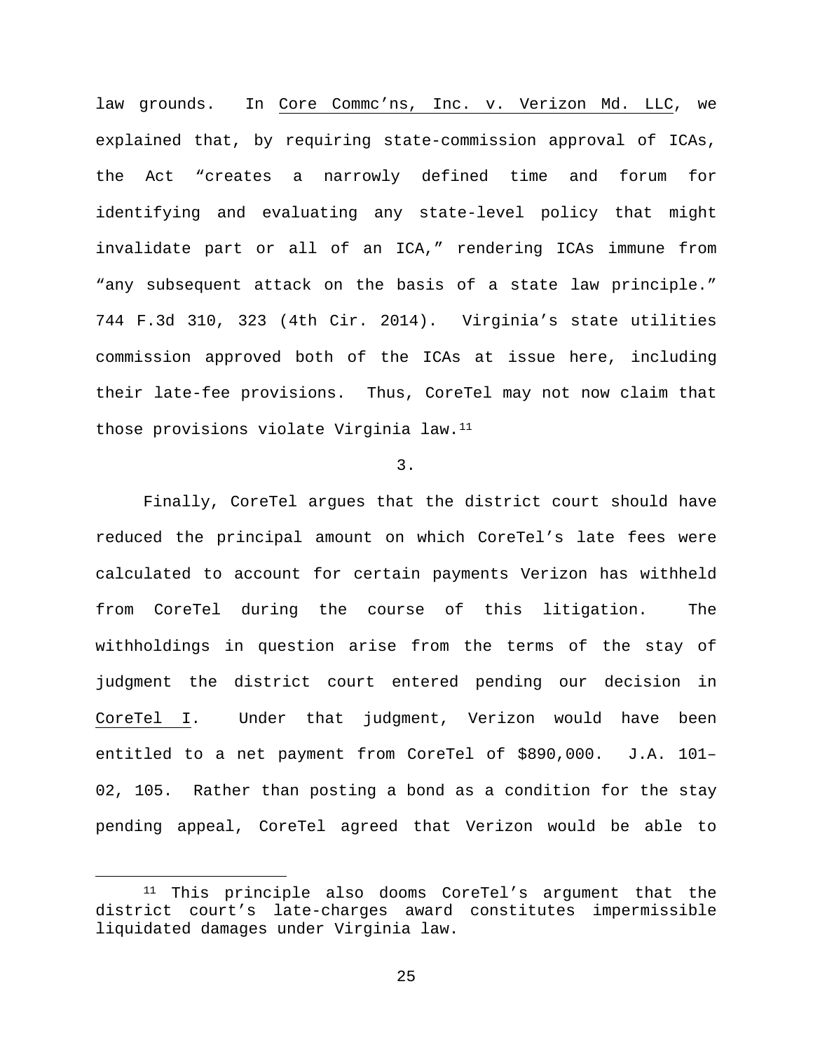law grounds. In Core Commc'ns, Inc. v. Verizon Md. LLC, we explained that, by requiring state-commission approval of ICAs, the Act "creates a narrowly defined time and forum for identifying and evaluating any state-level policy that might invalidate part or all of an ICA," rendering ICAs immune from "any subsequent attack on the basis of a state law principle." 744 F.3d 310, 323 (4th Cir. 2014). Virginia's state utilities commission approved both of the ICAs at issue here, including their late-fee provisions. Thus, CoreTel may not now claim that those provisions violate Virginia law.[11]

3.

Finally, CoreTel argues that the district court should have reduced the principal amount on which CoreTel's late fees were calculated to account for certain payments Verizon has withheld from CoreTel during the course of this litigation. The withholdings in question arise from the terms of the stay of judgment the district court entered pending our decision in CoreTel I. Under that judgment, Verizon would have been entitled to a net payment from CoreTel of $890,000. J.A. 101–02, 105. Rather than posting a bond as a condition for the stay pending appeal, CoreTel agreed that Verizon would be able to

[11] This principle also dooms CoreTel's argument that the district court's late-charges award constitutes impermissible liquidated damages under Virginia law.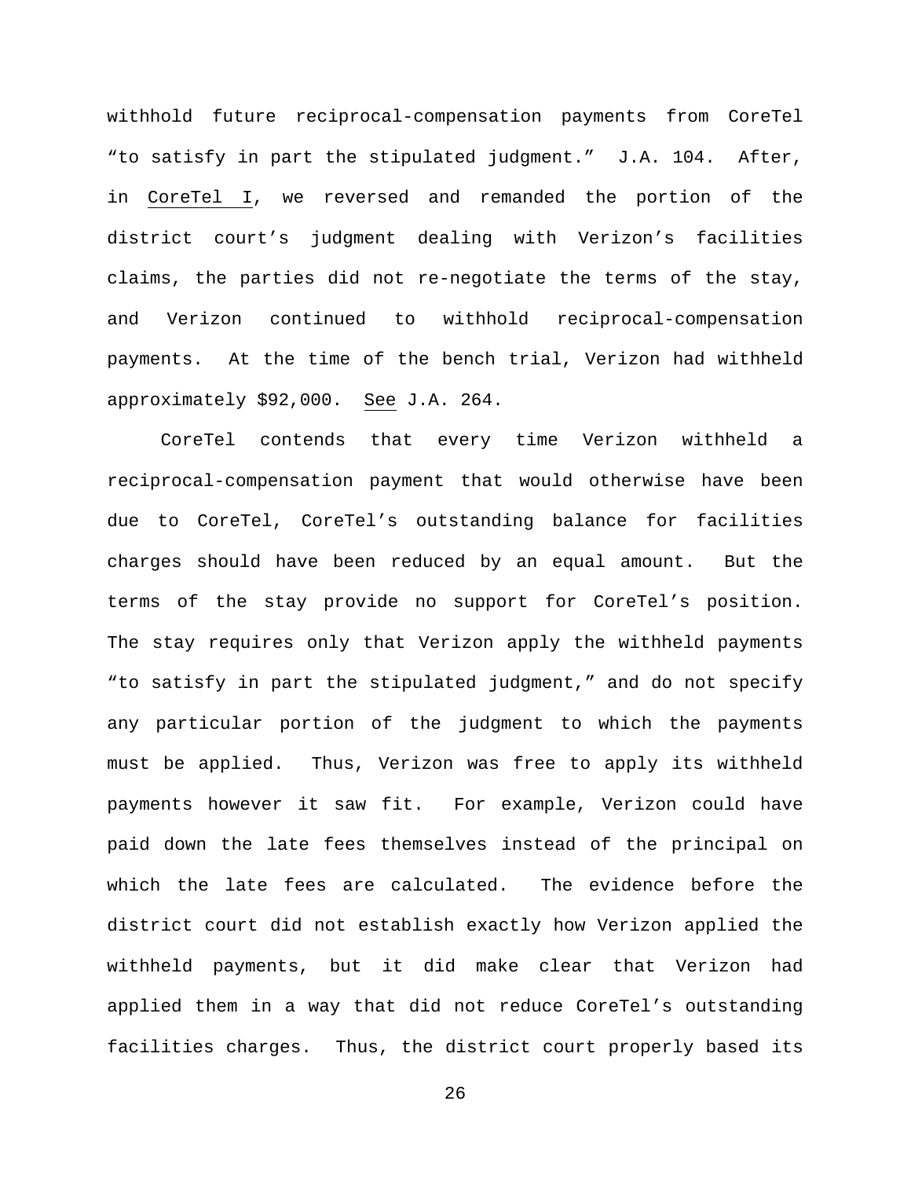withhold future reciprocal-compensation payments from CoreTel "to satisfy in part the stipulated judgment." J.A. 104. After, in CoreTel I, we reversed and remanded the portion of the district court's judgment dealing with Verizon's facilities claims, the parties did not re-negotiate the terms of the stay, and Verizon continued to withhold reciprocal-compensation payments. At the time of the bench trial, Verizon had withheld approximately $92,000. See J.A. 264.

CoreTel contends that every time Verizon withheld a reciprocal-compensation payment that would otherwise have been due to CoreTel, CoreTel's outstanding balance for facilities charges should have been reduced by an equal amount. But the terms of the stay provide no support for CoreTel's position. The stay requires only that Verizon apply the withheld payments "to satisfy in part the stipulated judgment," and do not specify any particular portion of the judgment to which the payments must be applied. Thus, Verizon was free to apply its withheld payments however it saw fit. For example, Verizon could have paid down the late fees themselves instead of the principal on which the late fees are calculated. The evidence before the district court did not establish exactly how Verizon applied the withheld payments, but it did make clear that Verizon had applied them in a way that did not reduce CoreTel's outstanding facilities charges. Thus, the district court properly based its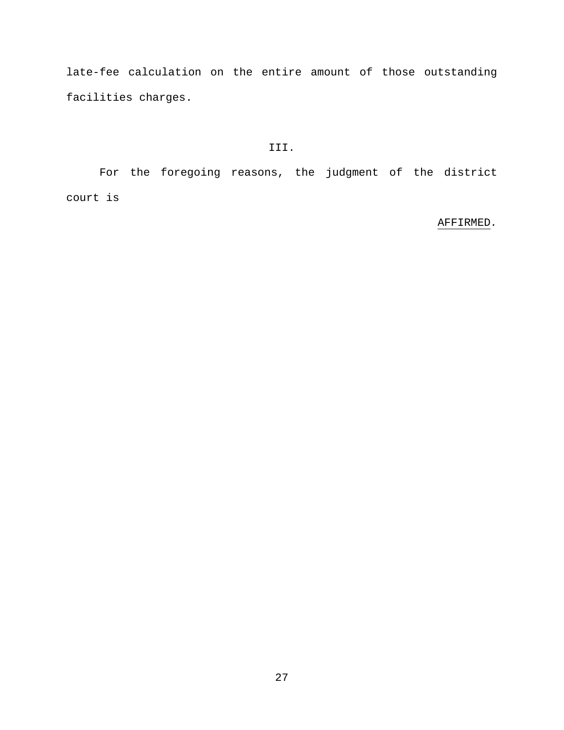late-fee calculation on the entire amount of those outstanding facilities charges.

## III.

For the foregoing reasons, the judgment of the district court is

AFFIRMED.